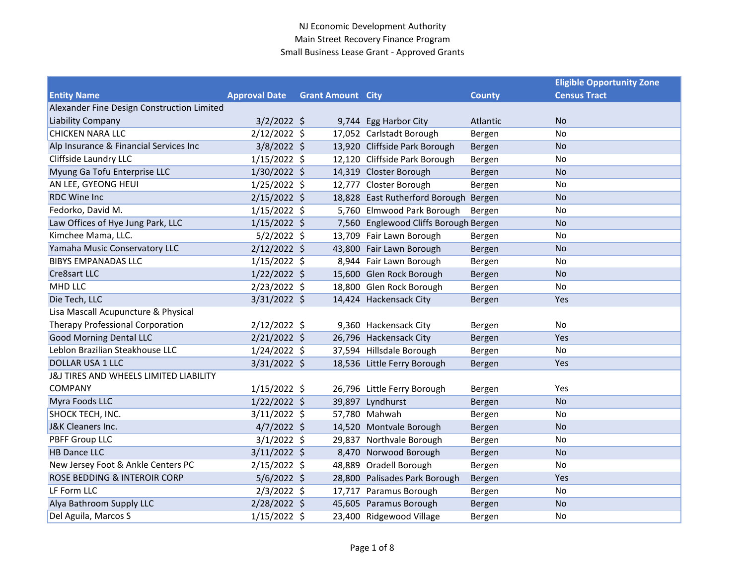NJ Economic Development Authority
Main Street Recovery Finance Program
Small Business Lease Grant - Approved Grants

| Entity Name | Approval Date | Grant Amount | City | County | Eligible Opportunity Zone Census Tract |
|---|---|---|---|---|---|
| Alexander Fine Design Construction Limited Liability Company | 3/2/2022 | $ 9,744 | Egg Harbor City | Atlantic | No |
| CHICKEN NARA LLC | 2/12/2022 | $ 17,052 | Carlstadt Borough | Bergen | No |
| Alp Insurance & Financial Services Inc | 3/8/2022 | $ 13,920 | Cliffside Park Borough | Bergen | No |
| Cliffside Laundry LLC | 1/15/2022 | $ 12,120 | Cliffside Park Borough | Bergen | No |
| Myung Ga Tofu Enterprise LLC | 1/30/2022 | $ 14,319 | Closter Borough | Bergen | No |
| AN LEE, GYEONG HEUI | 1/25/2022 | $ 12,777 | Closter Borough | Bergen | No |
| RDC Wine Inc | 2/15/2022 | $ 18,828 | East Rutherford Borough | Bergen | No |
| Fedorko, David M. | 1/15/2022 | $ 5,760 | Elmwood Park Borough | Bergen | No |
| Law Offices of Hye Jung Park, LLC | 1/15/2022 | $ 7,560 | Englewood Cliffs Borough | Bergen | No |
| Kimchee Mama, LLC. | 5/2/2022 | $ 13,709 | Fair Lawn Borough | Bergen | No |
| Yamaha Music Conservatory LLC | 2/12/2022 | $ 43,800 | Fair Lawn Borough | Bergen | No |
| BIBYS EMPANADAS LLC | 1/15/2022 | $ 8,944 | Fair Lawn Borough | Bergen | No |
| Cre8sart LLC | 1/22/2022 | $ 15,600 | Glen Rock Borough | Bergen | No |
| MHD LLC | 2/23/2022 | $ 18,800 | Glen Rock Borough | Bergen | No |
| Die Tech, LLC | 3/31/2022 | $ 14,424 | Hackensack City | Bergen | Yes |
| Lisa Mascall Acupuncture & Physical Therapy Professional Corporation | 2/12/2022 | $ 9,360 | Hackensack City | Bergen | No |
| Good Morning Dental LLC | 2/21/2022 | $ 26,796 | Hackensack City | Bergen | Yes |
| Leblon Brazilian Steakhouse LLC | 1/24/2022 | $ 37,594 | Hillsdale Borough | Bergen | No |
| DOLLAR USA 1 LLC | 3/31/2022 | $ 18,536 | Little Ferry Borough | Bergen | Yes |
| J&J TIRES AND WHEELS LIMITED LIABILITY COMPANY | 1/15/2022 | $ 26,796 | Little Ferry Borough | Bergen | Yes |
| Myra Foods LLC | 1/22/2022 | $ 39,897 | Lyndhurst | Bergen | No |
| SHOCK TECH, INC. | 3/11/2022 | $ 57,780 | Mahwah | Bergen | No |
| J&K Cleaners Inc. | 4/7/2022 | $ 14,520 | Montvale Borough | Bergen | No |
| PBFF Group LLC | 3/1/2022 | $ 29,837 | Northvale Borough | Bergen | No |
| HB Dance LLC | 3/11/2022 | $ 8,470 | Norwood Borough | Bergen | No |
| New Jersey Foot & Ankle Centers PC | 2/15/2022 | $ 48,889 | Oradell Borough | Bergen | No |
| ROSE BEDDING & INTEROIR CORP | 5/6/2022 | $ 28,800 | Palisades Park Borough | Bergen | Yes |
| LF Form LLC | 2/3/2022 | $ 17,717 | Paramus Borough | Bergen | No |
| Alya Bathroom Supply LLC | 2/28/2022 | $ 45,605 | Paramus Borough | Bergen | No |
| Del Aguila, Marcos S | 1/15/2022 | $ 23,400 | Ridgewood Village | Bergen | No |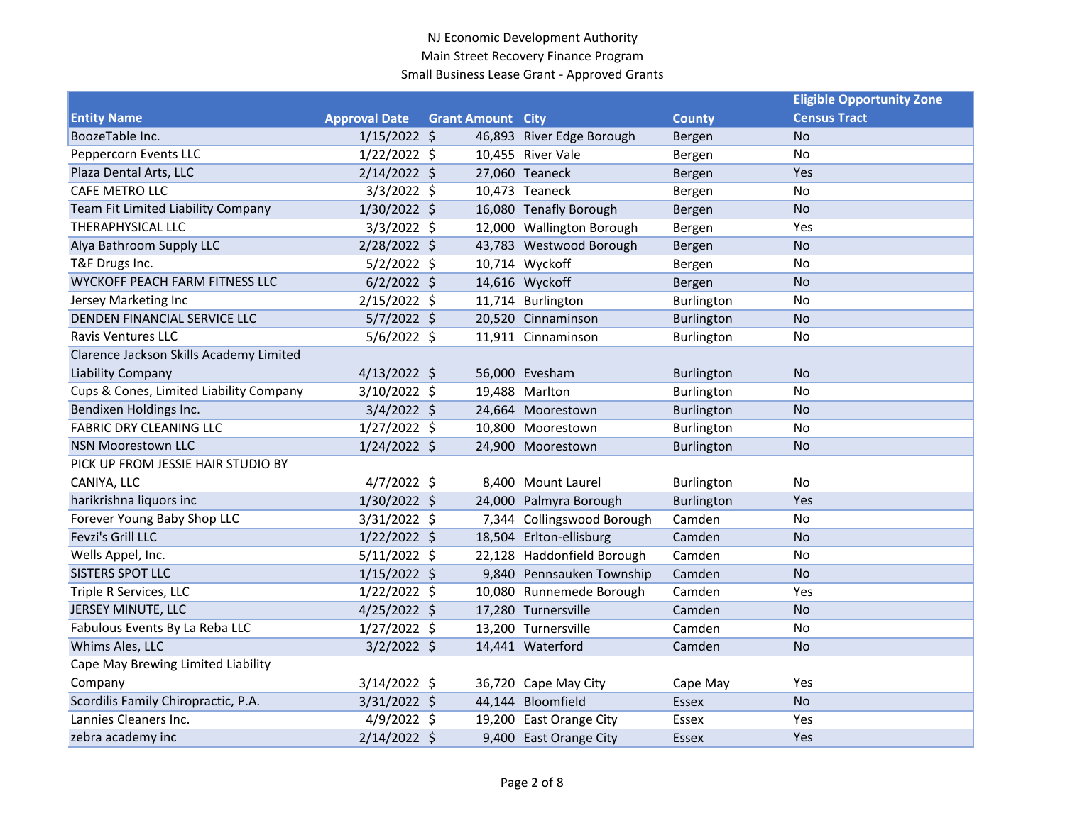NJ Economic Development Authority
Main Street Recovery Finance Program
Small Business Lease Grant - Approved Grants

| Entity Name | Approval Date | Grant Amount | City | County | Eligible Opportunity Zone Census Tract |
|---|---|---|---|---|---|
| BoozeTable Inc. | 1/15/2022 | $ 46,893 | River Edge Borough | Bergen | No |
| Peppercorn Events LLC | 1/22/2022 | $ 10,455 | River Vale | Bergen | No |
| Plaza Dental Arts, LLC | 2/14/2022 | $ 27,060 | Teaneck | Bergen | Yes |
| CAFE METRO LLC | 3/3/2022 | $ 10,473 | Teaneck | Bergen | No |
| Team Fit Limited Liability Company | 1/30/2022 | $ 16,080 | Tenafly Borough | Bergen | No |
| THERAPHYSICAL LLC | 3/3/2022 | $ 12,000 | Wallington Borough | Bergen | Yes |
| Alya Bathroom Supply LLC | 2/28/2022 | $ 43,783 | Westwood Borough | Bergen | No |
| T&F Drugs Inc. | 5/2/2022 | $ 10,714 | Wyckoff | Bergen | No |
| WYCKOFF PEACH FARM FITNESS LLC | 6/2/2022 | $ 14,616 | Wyckoff | Bergen | No |
| Jersey Marketing Inc | 2/15/2022 | $ 11,714 | Burlington | Burlington | No |
| DENDEN FINANCIAL SERVICE LLC | 5/7/2022 | $ 20,520 | Cinnaminson | Burlington | No |
| Ravis Ventures LLC | 5/6/2022 | $ 11,911 | Cinnaminson | Burlington | No |
| Clarence Jackson Skills Academy Limited Liability Company | 4/13/2022 | $ 56,000 | Evesham | Burlington | No |
| Cups & Cones, Limited Liability Company | 3/10/2022 | $ 19,488 | Marlton | Burlington | No |
| Bendixen Holdings Inc. | 3/4/2022 | $ 24,664 | Moorestown | Burlington | No |
| FABRIC DRY CLEANING LLC | 1/27/2022 | $ 10,800 | Moorestown | Burlington | No |
| NSN Moorestown LLC | 1/24/2022 | $ 24,900 | Moorestown | Burlington | No |
| PICK UP FROM JESSIE HAIR STUDIO BY CANIYA, LLC | 4/7/2022 | $ 8,400 | Mount Laurel | Burlington | No |
| harikrishna liquors inc | 1/30/2022 | $ 24,000 | Palmyra Borough | Burlington | Yes |
| Forever Young Baby Shop LLC | 3/31/2022 | $ 7,344 | Collingswood Borough | Camden | No |
| Fevzi's Grill LLC | 1/22/2022 | $ 18,504 | Erlton-ellisburg | Camden | No |
| Wells Appel, Inc. | 5/11/2022 | $ 22,128 | Haddonfield Borough | Camden | No |
| SISTERS SPOT LLC | 1/15/2022 | $ 9,840 | Pennsauken Township | Camden | No |
| Triple R Services, LLC | 1/22/2022 | $ 10,080 | Runnemede Borough | Camden | Yes |
| JERSEY MINUTE, LLC | 4/25/2022 | $ 17,280 | Turnersville | Camden | No |
| Fabulous Events By La Reba LLC | 1/27/2022 | $ 13,200 | Turnersville | Camden | No |
| Whims Ales, LLC | 3/2/2022 | $ 14,441 | Waterford | Camden | No |
| Cape May Brewing Limited Liability Company | 3/14/2022 | $ 36,720 | Cape May City | Cape May | Yes |
| Scordilis Family Chiropractic, P.A. | 3/31/2022 | $ 44,144 | Bloomfield | Essex | No |
| Lannies Cleaners Inc. | 4/9/2022 | $ 19,200 | East Orange City | Essex | Yes |
| zebra academy inc | 2/14/2022 | $ 9,400 | East Orange City | Essex | Yes |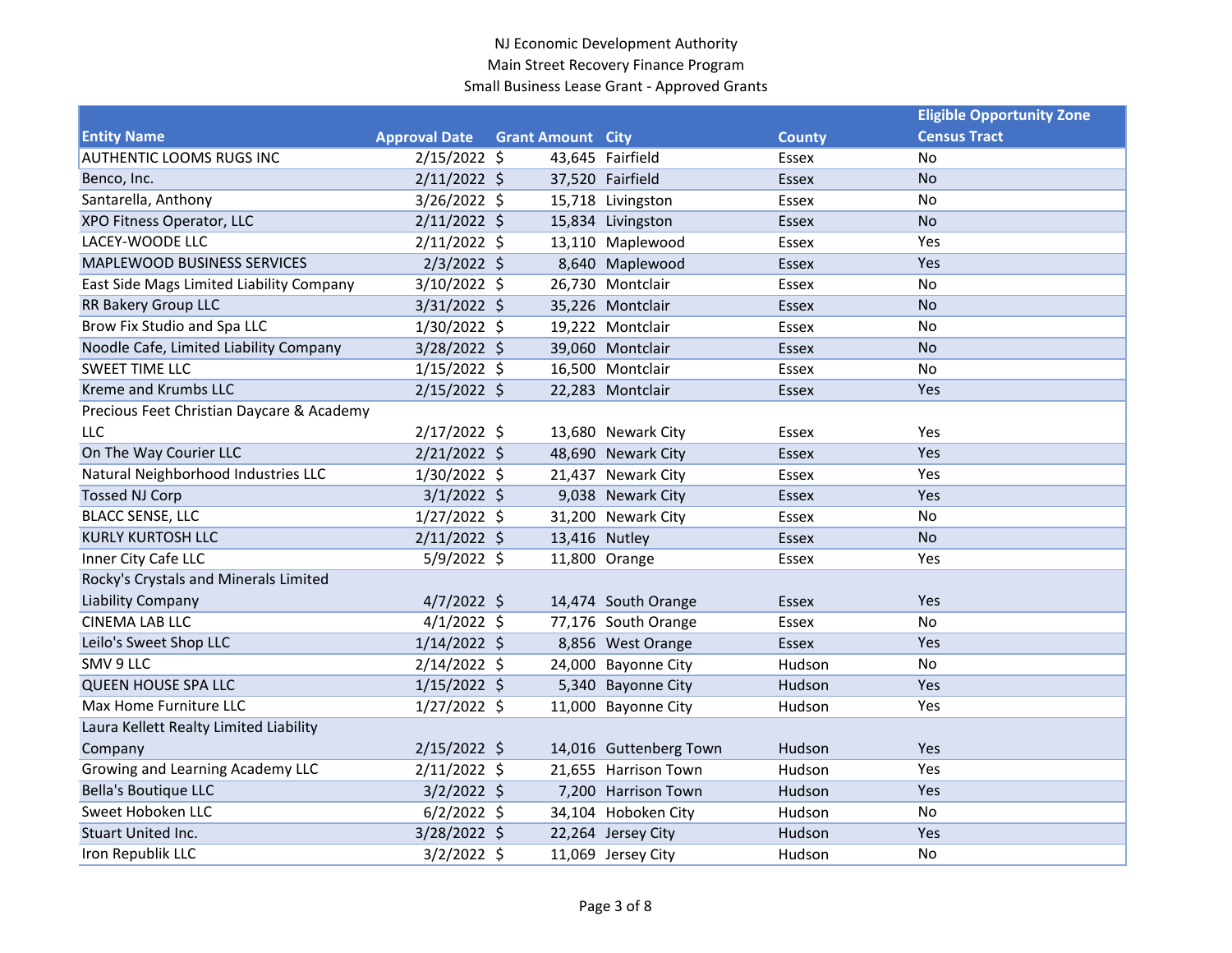NJ Economic Development Authority
Main Street Recovery Finance Program
Small Business Lease Grant - Approved Grants

| Entity Name | Approval Date | Grant Amount | City | County | Eligible Opportunity Zone Census Tract |
|---|---|---|---|---|---|
| AUTHENTIC LOOMS RUGS INC | 2/15/2022 | $ 43,645 | Fairfield | Essex | No |
| Benco, Inc. | 2/11/2022 | $ 37,520 | Fairfield | Essex | No |
| Santarella, Anthony | 3/26/2022 | $ 15,718 | Livingston | Essex | No |
| XPO Fitness Operator, LLC | 2/11/2022 | $ 15,834 | Livingston | Essex | No |
| LACEY-WOODE LLC | 2/11/2022 | $ 13,110 | Maplewood | Essex | Yes |
| MAPLEWOOD BUSINESS SERVICES | 2/3/2022 | $ 8,640 | Maplewood | Essex | Yes |
| East Side Mags Limited Liability Company | 3/10/2022 | $ 26,730 | Montclair | Essex | No |
| RR Bakery Group LLC | 3/31/2022 | $ 35,226 | Montclair | Essex | No |
| Brow Fix Studio and Spa LLC | 1/30/2022 | $ 19,222 | Montclair | Essex | No |
| Noodle Cafe, Limited Liability Company | 3/28/2022 | $ 39,060 | Montclair | Essex | No |
| SWEET TIME LLC | 1/15/2022 | $ 16,500 | Montclair | Essex | No |
| Kreme and Krumbs LLC | 2/15/2022 | $ 22,283 | Montclair | Essex | Yes |
| Precious Feet Christian Daycare & Academy LLC | 2/17/2022 | $ 13,680 | Newark City | Essex | Yes |
| On The Way Courier LLC | 2/21/2022 | $ 48,690 | Newark City | Essex | Yes |
| Natural Neighborhood Industries LLC | 1/30/2022 | $ 21,437 | Newark City | Essex | Yes |
| Tossed NJ Corp | 3/1/2022 | $ 9,038 | Newark City | Essex | Yes |
| BLACC SENSE, LLC | 1/27/2022 | $ 31,200 | Newark City | Essex | No |
| KURLY KURTOSH LLC | 2/11/2022 | $ 13,416 | Nutley | Essex | No |
| Inner City Cafe LLC | 5/9/2022 | $ 11,800 | Orange | Essex | Yes |
| Rocky's Crystals and Minerals Limited Liability Company | 4/7/2022 | $ 14,474 | South Orange | Essex | Yes |
| CINEMA LAB LLC | 4/1/2022 | $ 77,176 | South Orange | Essex | No |
| Leilo's Sweet Shop LLC | 1/14/2022 | $ 8,856 | West Orange | Essex | Yes |
| SMV 9 LLC | 2/14/2022 | $ 24,000 | Bayonne City | Hudson | No |
| QUEEN HOUSE SPA LLC | 1/15/2022 | $ 5,340 | Bayonne City | Hudson | Yes |
| Max Home Furniture LLC | 1/27/2022 | $ 11,000 | Bayonne City | Hudson | Yes |
| Laura Kellett Realty Limited Liability Company | 2/15/2022 | $ 14,016 | Guttenberg Town | Hudson | Yes |
| Growing and Learning Academy LLC | 2/11/2022 | $ 21,655 | Harrison Town | Hudson | Yes |
| Bella's Boutique LLC | 3/2/2022 | $ 7,200 | Harrison Town | Hudson | Yes |
| Sweet Hoboken LLC | 6/2/2022 | $ 34,104 | Hoboken City | Hudson | No |
| Stuart United Inc. | 3/28/2022 | $ 22,264 | Jersey City | Hudson | Yes |
| Iron Republik LLC | 3/2/2022 | $ 11,069 | Jersey City | Hudson | No |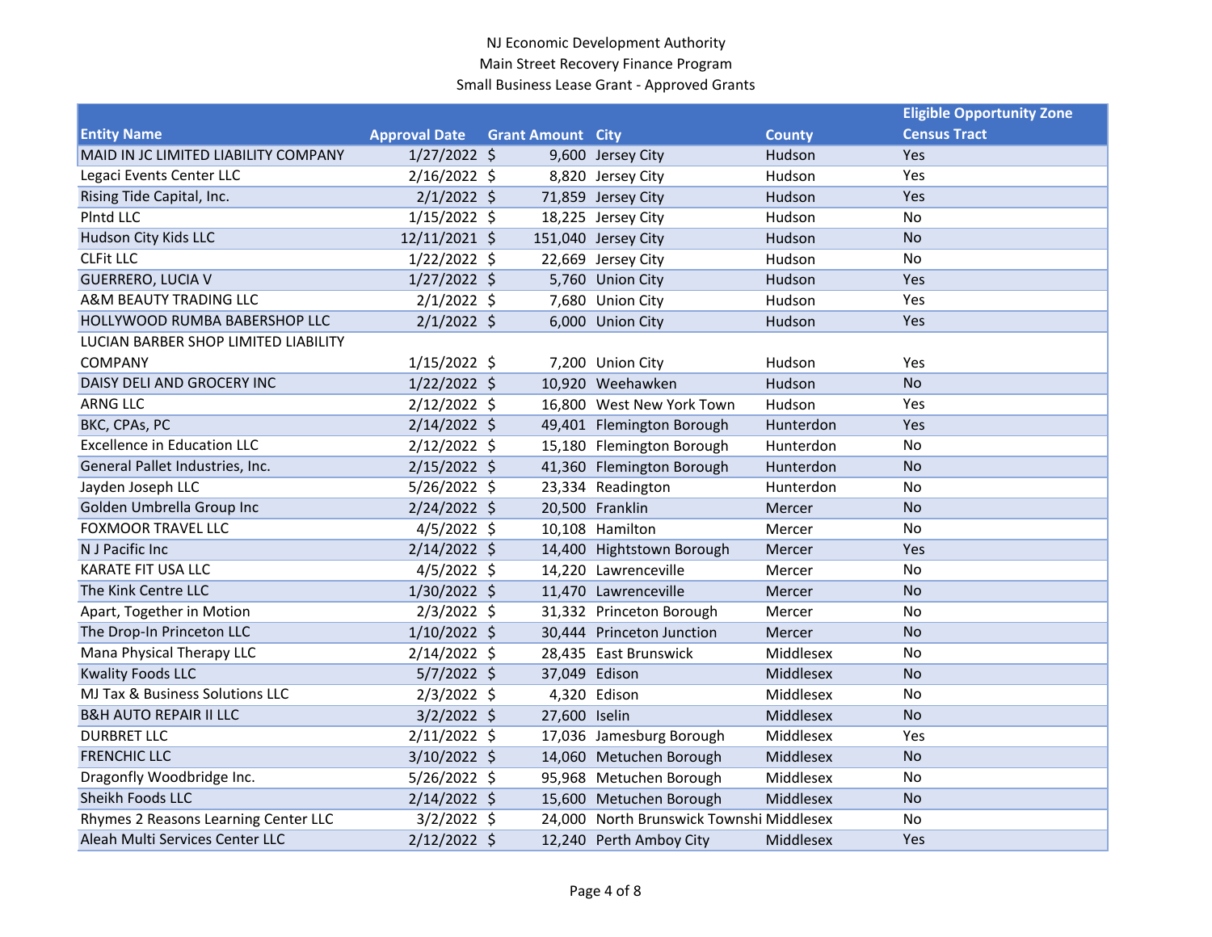NJ Economic Development Authority
Main Street Recovery Finance Program
Small Business Lease Grant - Approved Grants

| Entity Name | Approval Date | Grant Amount | City | County | Eligible Opportunity Zone Census Tract |
|---|---|---|---|---|---|
| MAID IN JC LIMITED LIABILITY COMPANY | 1/27/2022 | $ 9,600 | Jersey City | Hudson | Yes |
| Legaci Events Center LLC | 2/16/2022 | $ 8,820 | Jersey City | Hudson | Yes |
| Rising Tide Capital, Inc. | 2/1/2022 | $ 71,859 | Jersey City | Hudson | Yes |
| Plntd LLC | 1/15/2022 | $ 18,225 | Jersey City | Hudson | No |
| Hudson City Kids LLC | 12/11/2021 | $ 151,040 | Jersey City | Hudson | No |
| CLFit LLC | 1/22/2022 | $ 22,669 | Jersey City | Hudson | No |
| GUERRERO, LUCIA V | 1/27/2022 | $ 5,760 | Union City | Hudson | Yes |
| A&M BEAUTY TRADING LLC | 2/1/2022 | $ 7,680 | Union City | Hudson | Yes |
| HOLLYWOOD RUMBA BABERSHOP LLC | 2/1/2022 | $ 6,000 | Union City | Hudson | Yes |
| LUCIAN BARBER SHOP LIMITED LIABILITY COMPANY | 1/15/2022 | $ 7,200 | Union City | Hudson | Yes |
| DAISY DELI AND GROCERY INC | 1/22/2022 | $ 10,920 | Weehawken | Hudson | No |
| ARNG LLC | 2/12/2022 | $ 16,800 | West New York Town | Hudson | Yes |
| BKC, CPAs, PC | 2/14/2022 | $ 49,401 | Flemington Borough | Hunterdon | Yes |
| Excellence in Education LLC | 2/12/2022 | $ 15,180 | Flemington Borough | Hunterdon | No |
| General Pallet Industries, Inc. | 2/15/2022 | $ 41,360 | Flemington Borough | Hunterdon | No |
| Jayden Joseph LLC | 5/26/2022 | $ 23,334 | Readington | Hunterdon | No |
| Golden Umbrella Group Inc | 2/24/2022 | $ 20,500 | Franklin | Mercer | No |
| FOXMOOR TRAVEL LLC | 4/5/2022 | $ 10,108 | Hamilton | Mercer | No |
| N J Pacific Inc | 2/14/2022 | $ 14,400 | Hightstown Borough | Mercer | Yes |
| KARATE FIT USA LLC | 4/5/2022 | $ 14,220 | Lawrenceville | Mercer | No |
| The Kink Centre LLC | 1/30/2022 | $ 11,470 | Lawrenceville | Mercer | No |
| Apart, Together in Motion | 2/3/2022 | $ 31,332 | Princeton Borough | Mercer | No |
| The Drop-In Princeton LLC | 1/10/2022 | $ 30,444 | Princeton Junction | Mercer | No |
| Mana Physical Therapy LLC | 2/14/2022 | $ 28,435 | East Brunswick | Middlesex | No |
| Kwality Foods LLC | 5/7/2022 | $ 37,049 | Edison | Middlesex | No |
| MJ Tax & Business Solutions LLC | 2/3/2022 | $ 4,320 | Edison | Middlesex | No |
| B&H AUTO REPAIR II LLC | 3/2/2022 | $ 27,600 | Iselin | Middlesex | No |
| DURBRET LLC | 2/11/2022 | $ 17,036 | Jamesburg Borough | Middlesex | Yes |
| FRENCHIC LLC | 3/10/2022 | $ 14,060 | Metuchen Borough | Middlesex | No |
| Dragonfly Woodbridge Inc. | 5/26/2022 | $ 95,968 | Metuchen Borough | Middlesex | No |
| Sheikh Foods LLC | 2/14/2022 | $ 15,600 | Metuchen Borough | Middlesex | No |
| Rhymes 2 Reasons Learning Center LLC | 3/2/2022 | $ 24,000 | North Brunswick Townshi | Middlesex | No |
| Aleah Multi Services Center LLC | 2/12/2022 | $ 12,240 | Perth Amboy City | Middlesex | Yes |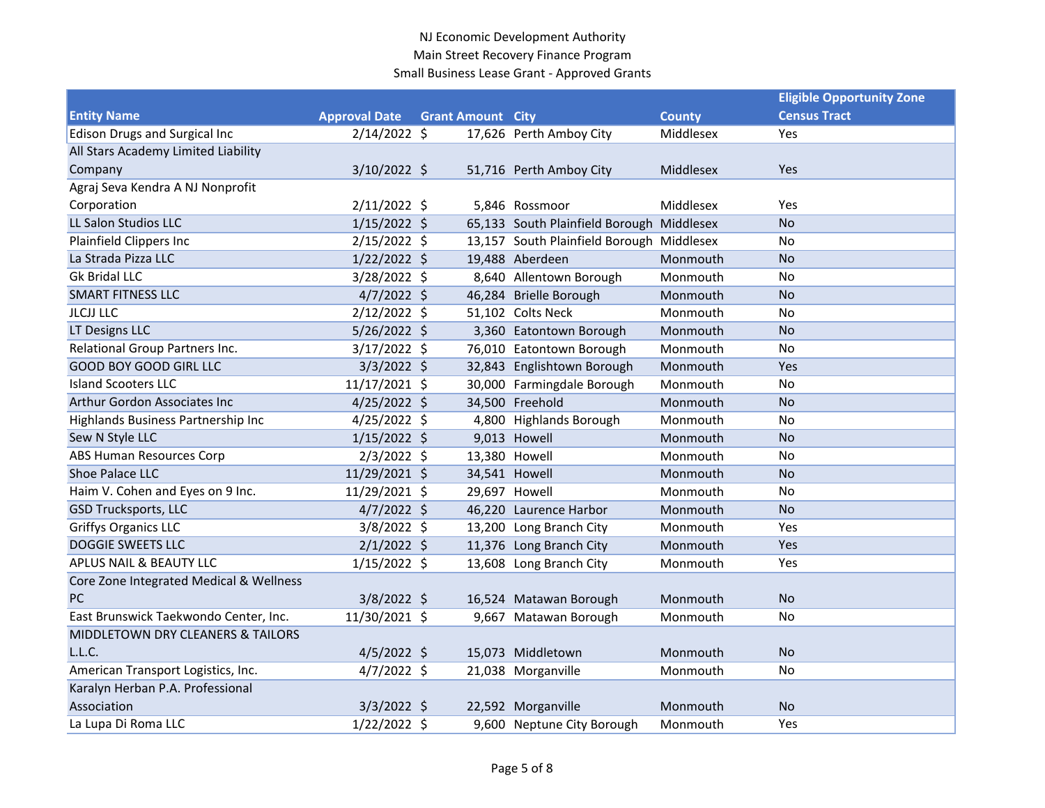NJ Economic Development Authority
Main Street Recovery Finance Program
Small Business Lease Grant - Approved Grants

| Entity Name | Approval Date | Grant Amount | City | County | Eligible Opportunity Zone Census Tract |
|---|---|---|---|---|---|
| Edison Drugs and Surgical Inc | 2/14/2022 | $ 17,626 | Perth Amboy City | Middlesex | Yes |
| All Stars Academy Limited Liability Company | 3/10/2022 | $ 51,716 | Perth Amboy City | Middlesex | Yes |
| Agraj Seva Kendra A NJ Nonprofit Corporation | 2/11/2022 | $ 5,846 | Rossmoor | Middlesex | Yes |
| LL Salon Studios LLC | 1/15/2022 | $ 65,133 | South Plainfield Borough | Middlesex | No |
| Plainfield Clippers Inc | 2/15/2022 | $ 13,157 | South Plainfield Borough | Middlesex | No |
| La Strada Pizza LLC | 1/22/2022 | $ 19,488 | Aberdeen | Monmouth | No |
| Gk Bridal LLC | 3/28/2022 | $ 8,640 | Allentown Borough | Monmouth | No |
| SMART FITNESS LLC | 4/7/2022 | $ 46,284 | Brielle Borough | Monmouth | No |
| JLCJJ LLC | 2/12/2022 | $ 51,102 | Colts Neck | Monmouth | No |
| LT Designs LLC | 5/26/2022 | $ 3,360 | Eatontown Borough | Monmouth | No |
| Relational Group Partners Inc. | 3/17/2022 | $ 76,010 | Eatontown Borough | Monmouth | No |
| GOOD BOY GOOD GIRL LLC | 3/3/2022 | $ 32,843 | Englishtown Borough | Monmouth | Yes |
| Island Scooters LLC | 11/17/2021 | $ 30,000 | Farmingdale Borough | Monmouth | No |
| Arthur Gordon Associates Inc | 4/25/2022 | $ 34,500 | Freehold | Monmouth | No |
| Highlands Business Partnership Inc | 4/25/2022 | $ 4,800 | Highlands Borough | Monmouth | No |
| Sew N Style LLC | 1/15/2022 | $ 9,013 | Howell | Monmouth | No |
| ABS Human Resources Corp | 2/3/2022 | $ 13,380 | Howell | Monmouth | No |
| Shoe Palace LLC | 11/29/2021 | $ 34,541 | Howell | Monmouth | No |
| Haim V. Cohen and Eyes on 9 Inc. | 11/29/2021 | $ 29,697 | Howell | Monmouth | No |
| GSD Trucksports, LLC | 4/7/2022 | $ 46,220 | Laurence Harbor | Monmouth | No |
| Griffys Organics LLC | 3/8/2022 | $ 13,200 | Long Branch City | Monmouth | Yes |
| DOGGIE SWEETS LLC | 2/1/2022 | $ 11,376 | Long Branch City | Monmouth | Yes |
| APLUS NAIL & BEAUTY LLC | 1/15/2022 | $ 13,608 | Long Branch City | Monmouth | Yes |
| Core Zone Integrated Medical & Wellness PC | 3/8/2022 | $ 16,524 | Matawan Borough | Monmouth | No |
| East Brunswick Taekwondo Center, Inc. | 11/30/2021 | $ 9,667 | Matawan Borough | Monmouth | No |
| MIDDLETOWN DRY CLEANERS & TAILORS L.L.C. | 4/5/2022 | $ 15,073 | Middletown | Monmouth | No |
| American Transport Logistics, Inc. | 4/7/2022 | $ 21,038 | Morganville | Monmouth | No |
| Karalyn Herban P.A. Professional Association | 3/3/2022 | $ 22,592 | Morganville | Monmouth | No |
| La Lupa Di Roma LLC | 1/22/2022 | $ 9,600 | Neptune City Borough | Monmouth | Yes |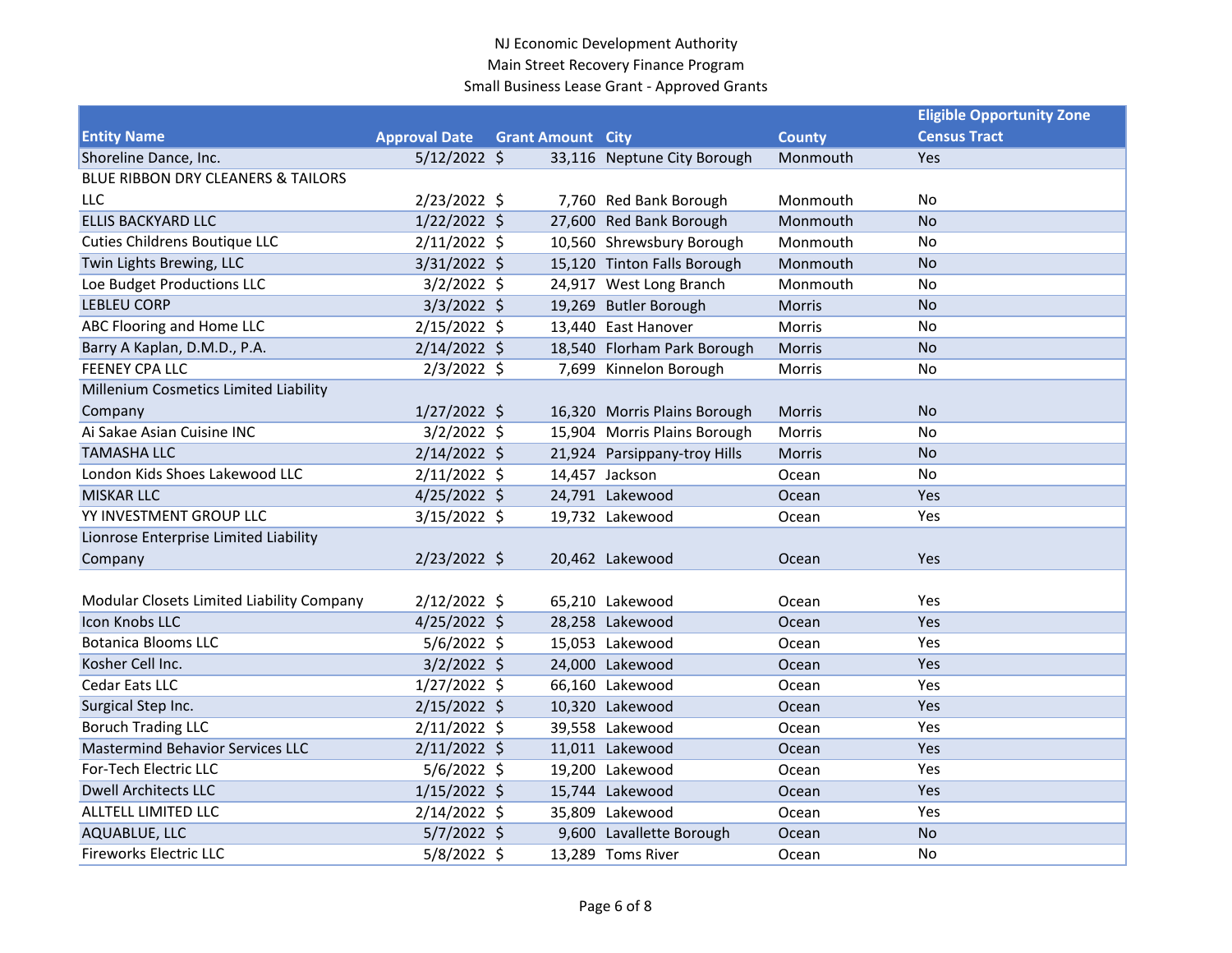NJ Economic Development Authority
Main Street Recovery Finance Program
Small Business Lease Grant - Approved Grants

| Entity Name | Approval Date | Grant Amount | City | County | Eligible Opportunity Zone Census Tract |
|---|---|---|---|---|---|
| Shoreline Dance, Inc. | 5/12/2022 | $ 33,116 | Neptune City Borough | Monmouth | Yes |
| BLUE RIBBON DRY CLEANERS & TAILORS LLC | 2/23/2022 | $ 7,760 | Red Bank Borough | Monmouth | No |
| ELLIS BACKYARD LLC | 1/22/2022 | $ 27,600 | Red Bank Borough | Monmouth | No |
| Cuties Childrens Boutique LLC | 2/11/2022 | $ 10,560 | Shrewsbury Borough | Monmouth | No |
| Twin Lights Brewing, LLC | 3/31/2022 | $ 15,120 | Tinton Falls Borough | Monmouth | No |
| Loe Budget Productions LLC | 3/2/2022 | $ 24,917 | West Long Branch | Monmouth | No |
| LEBLEU CORP | 3/3/2022 | $ 19,269 | Butler Borough | Morris | No |
| ABC Flooring and Home LLC | 2/15/2022 | $ 13,440 | East Hanover | Morris | No |
| Barry A Kaplan, D.M.D., P.A. | 2/14/2022 | $ 18,540 | Florham Park Borough | Morris | No |
| FEENEY CPA LLC | 2/3/2022 | $ 7,699 | Kinnelon Borough | Morris | No |
| Millenium Cosmetics Limited Liability Company | 1/27/2022 | $ 16,320 | Morris Plains Borough | Morris | No |
| Ai Sakae Asian Cuisine INC | 3/2/2022 | $ 15,904 | Morris Plains Borough | Morris | No |
| TAMASHA LLC | 2/14/2022 | $ 21,924 | Parsippany-troy Hills | Morris | No |
| London Kids Shoes Lakewood LLC | 2/11/2022 | $ 14,457 | Jackson | Ocean | No |
| MISKAR LLC | 4/25/2022 | $ 24,791 | Lakewood | Ocean | Yes |
| YY INVESTMENT GROUP LLC | 3/15/2022 | $ 19,732 | Lakewood | Ocean | Yes |
| Lionrose Enterprise Limited Liability Company | 2/23/2022 | $ 20,462 | Lakewood | Ocean | Yes |
| Modular Closets Limited Liability Company | 2/12/2022 | $ 65,210 | Lakewood | Ocean | Yes |
| Icon Knobs LLC | 4/25/2022 | $ 28,258 | Lakewood | Ocean | Yes |
| Botanica Blooms LLC | 5/6/2022 | $ 15,053 | Lakewood | Ocean | Yes |
| Kosher Cell Inc. | 3/2/2022 | $ 24,000 | Lakewood | Ocean | Yes |
| Cedar Eats LLC | 1/27/2022 | $ 66,160 | Lakewood | Ocean | Yes |
| Surgical Step Inc. | 2/15/2022 | $ 10,320 | Lakewood | Ocean | Yes |
| Boruch Trading LLC | 2/11/2022 | $ 39,558 | Lakewood | Ocean | Yes |
| Mastermind Behavior Services LLC | 2/11/2022 | $ 11,011 | Lakewood | Ocean | Yes |
| For-Tech Electric LLC | 5/6/2022 | $ 19,200 | Lakewood | Ocean | Yes |
| Dwell Architects LLC | 1/15/2022 | $ 15,744 | Lakewood | Ocean | Yes |
| ALLTELL LIMITED LLC | 2/14/2022 | $ 35,809 | Lakewood | Ocean | Yes |
| AQUABLUE, LLC | 5/7/2022 | $ 9,600 | Lavallette Borough | Ocean | No |
| Fireworks Electric LLC | 5/8/2022 | $ 13,289 | Toms River | Ocean | No |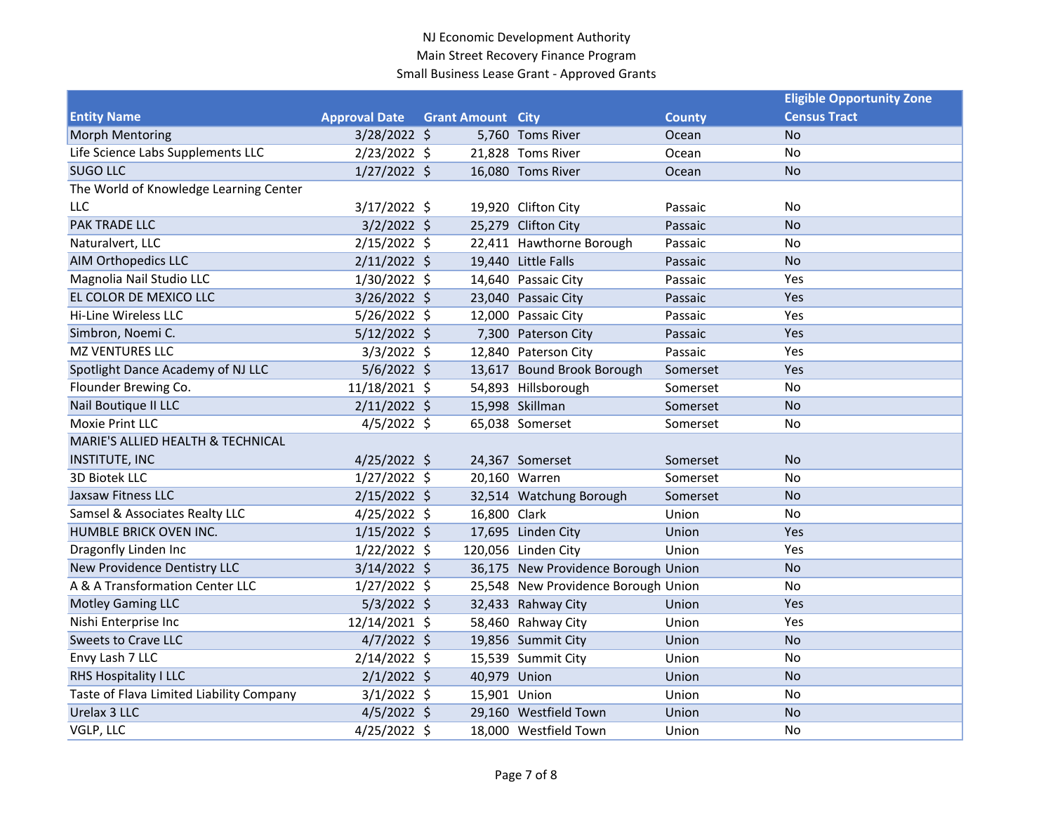NJ Economic Development Authority
Main Street Recovery Finance Program
Small Business Lease Grant - Approved Grants

| Entity Name | Approval Date | Grant Amount | City | County | Eligible Opportunity Zone Census Tract |
|---|---|---|---|---|---|
| Morph Mentoring | 3/28/2022 | $ 5,760 | Toms River | Ocean | No |
| Life Science Labs Supplements LLC | 2/23/2022 | $ 21,828 | Toms River | Ocean | No |
| SUGO LLC | 1/27/2022 | $ 16,080 | Toms River | Ocean | No |
| The World of Knowledge Learning Center LLC | 3/17/2022 | $ 19,920 | Clifton City | Passaic | No |
| PAK TRADE LLC | 3/2/2022 | $ 25,279 | Clifton City | Passaic | No |
| Naturalvert, LLC | 2/15/2022 | $ 22,411 | Hawthorne Borough | Passaic | No |
| AIM Orthopedics LLC | 2/11/2022 | $ 19,440 | Little Falls | Passaic | No |
| Magnolia Nail Studio LLC | 1/30/2022 | $ 14,640 | Passaic City | Passaic | Yes |
| EL COLOR DE MEXICO LLC | 3/26/2022 | $ 23,040 | Passaic City | Passaic | Yes |
| Hi-Line Wireless LLC | 5/26/2022 | $ 12,000 | Passaic City | Passaic | Yes |
| Simbron, Noemi C. | 5/12/2022 | $ 7,300 | Paterson City | Passaic | Yes |
| MZ VENTURES LLC | 3/3/2022 | $ 12,840 | Paterson City | Passaic | Yes |
| Spotlight Dance Academy of NJ LLC | 5/6/2022 | $ 13,617 | Bound Brook Borough | Somerset | Yes |
| Flounder Brewing Co. | 11/18/2021 | $ 54,893 | Hillsborough | Somerset | No |
| Nail Boutique II LLC | 2/11/2022 | $ 15,998 | Skillman | Somerset | No |
| Moxie Print LLC | 4/5/2022 | $ 65,038 | Somerset | Somerset | No |
| MARIE'S ALLIED HEALTH & TECHNICAL INSTITUTE, INC | 4/25/2022 | $ 24,367 | Somerset | Somerset | No |
| 3D Biotek LLC | 1/27/2022 | $ 20,160 | Warren | Somerset | No |
| Jaxsaw Fitness LLC | 2/15/2022 | $ 32,514 | Watchung Borough | Somerset | No |
| Samsel & Associates Realty LLC | 4/25/2022 | $ 16,800 | Clark | Union | No |
| HUMBLE BRICK OVEN INC. | 1/15/2022 | $ 17,695 | Linden City | Union | Yes |
| Dragonfly Linden Inc | 1/22/2022 | $ 120,056 | Linden City | Union | Yes |
| New Providence Dentistry LLC | 3/14/2022 | $ 36,175 | New Providence Borough | Union | No |
| A & A Transformation Center LLC | 1/27/2022 | $ 25,548 | New Providence Borough | Union | No |
| Motley Gaming LLC | 5/3/2022 | $ 32,433 | Rahway City | Union | Yes |
| Nishi Enterprise Inc | 12/14/2021 | $ 58,460 | Rahway City | Union | Yes |
| Sweets to Crave LLC | 4/7/2022 | $ 19,856 | Summit City | Union | No |
| Envy Lash 7 LLC | 2/14/2022 | $ 15,539 | Summit City | Union | No |
| RHS Hospitality I LLC | 2/1/2022 | $ 40,979 | Union | Union | No |
| Taste of Flava Limited Liability Company | 3/1/2022 | $ 15,901 | Union | Union | No |
| Urelax 3 LLC | 4/5/2022 | $ 29,160 | Westfield Town | Union | No |
| VGLP, LLC | 4/25/2022 | $ 18,000 | Westfield Town | Union | No |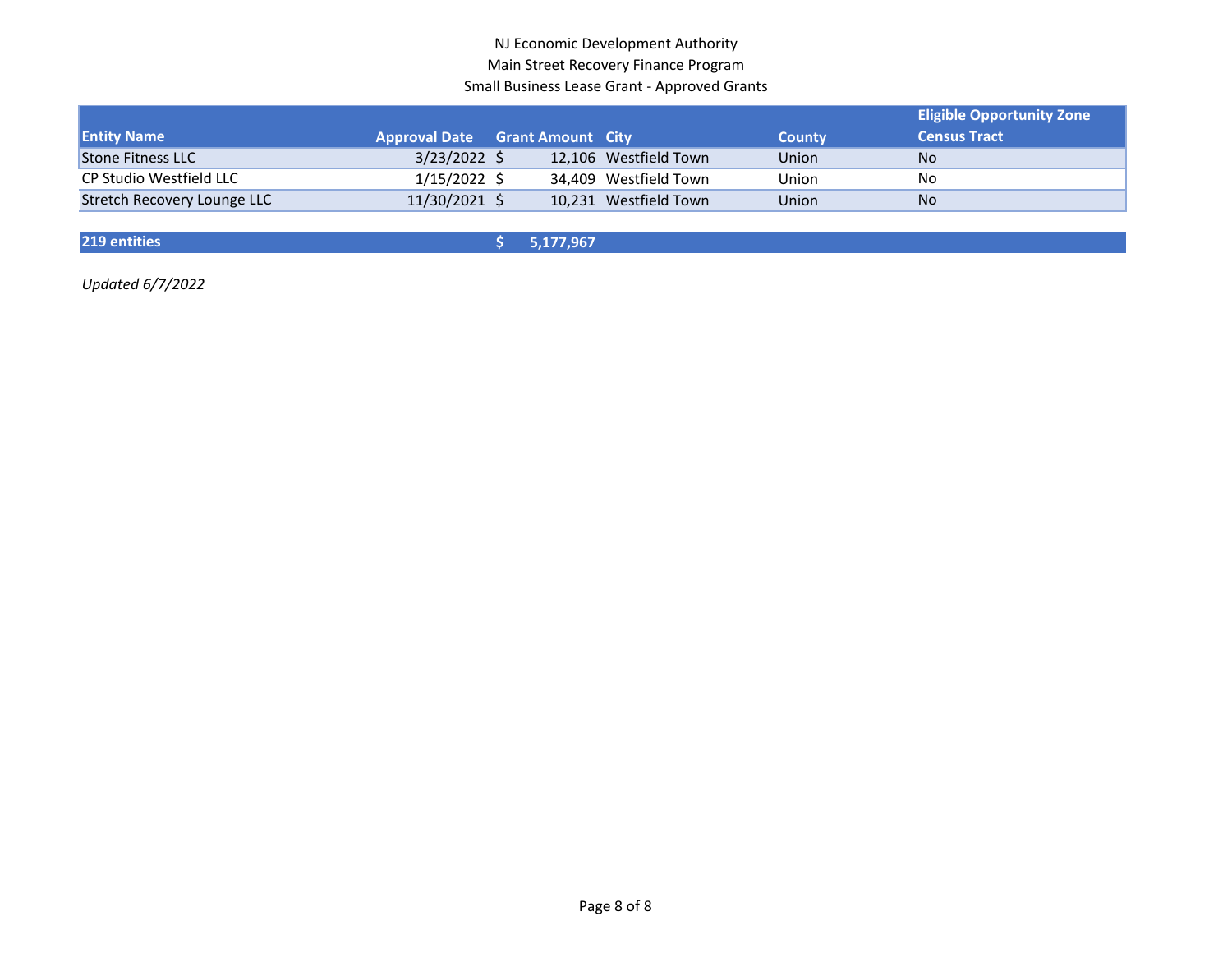NJ Economic Development Authority
Main Street Recovery Finance Program
Small Business Lease Grant - Approved Grants

| Entity Name | Approval Date | Grant Amount | City | County | Eligible Opportunity Zone Census Tract |
|---|---|---|---|---|---|
| Stone Fitness LLC | 3/23/2022 | $ 12,106 | Westfield Town | Union | No |
| CP Studio Westfield LLC | 1/15/2022 | $ 34,409 | Westfield Town | Union | No |
| Stretch Recovery Lounge LLC | 11/30/2021 | $ 10,231 | Westfield Town | Union | No |
| **219 entities** | | **$ 5,177,967** | | | |

*Updated 6/7/2022*